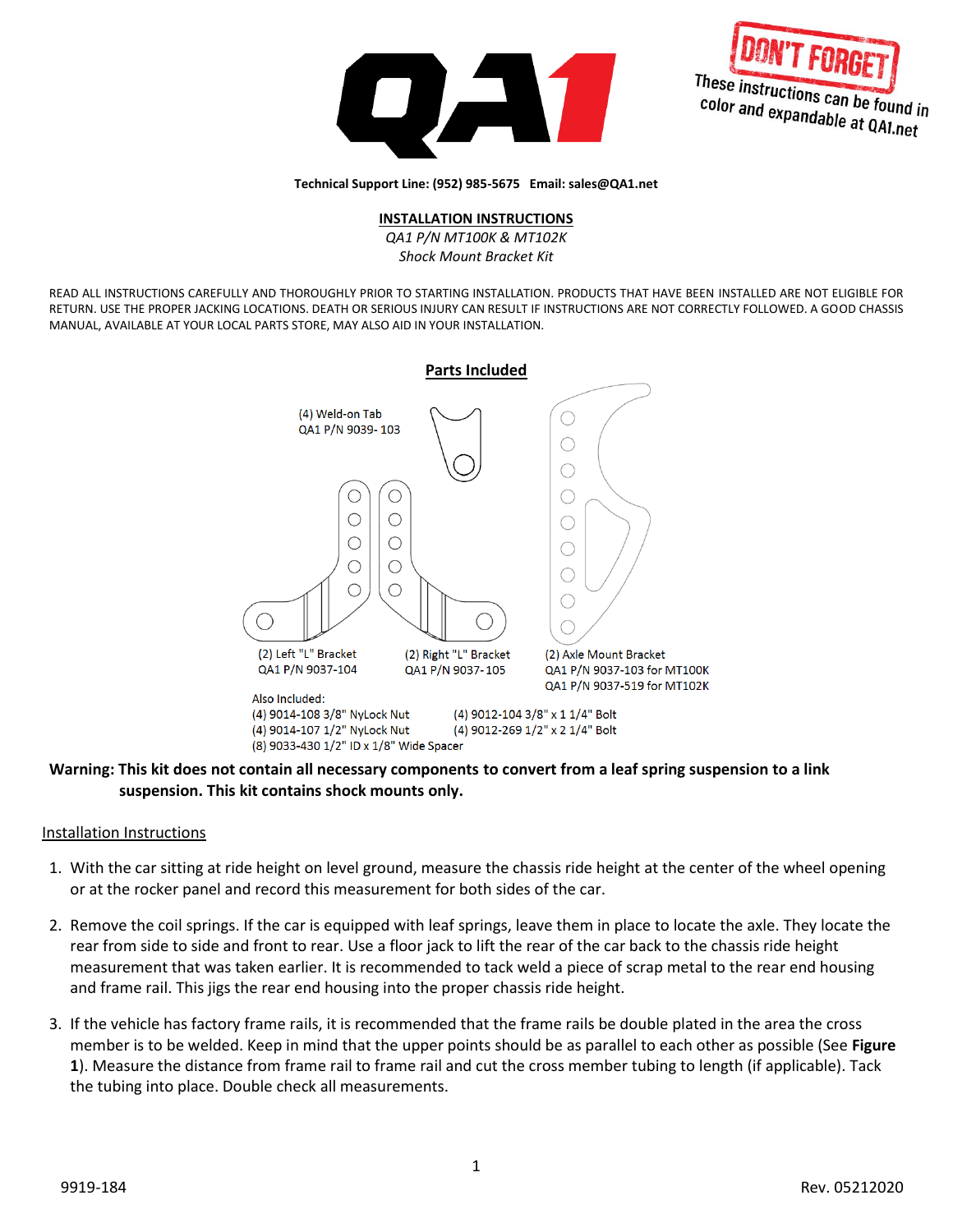**DON'T FORGET** These instructions can be found in color and expandable at QA1.net

**Technical Support Line: (952) 985-5675 Email: sales@QA1.net**

## INSTALLATION INSTRUCTIONS

*QA1 P/N MT100K & MT102K*
*Shock Mount Bracket Kit*

READ ALL INSTRUCTIONS CAREFULLY AND THOROUGHLY PRIOR TO STARTING INSTALLATION. PRODUCTS THAT HAVE BEEN INSTALLED ARE NOT ELIGIBLE FOR RETURN. USE THE PROPER JACKING LOCATIONS. DEATH OR SERIOUS INJURY CAN RESULT IF INSTRUCTIONS ARE NOT CORRECTLY FOLLOWED. A GOOD CHASSIS MANUAL, AVAILABLE AT YOUR LOCAL PARTS STORE, MAY ALSO AID IN YOUR INSTALLATION.

## Parts Included

(4) Weld-on Tab
QA1 P/N 9039- 103

(2) Left "L" Bracket
QA1 P/N 9037-104

(2) Right "L" Bracket
QA1 P/N 9037-105

(2) Axle Mount Bracket
QA1 P/N 9037-103 for MT100K
QA1 P/N 9037-519 for MT102K

Also Included:
(4) 9014-108 3/8" NyLock Nut
(4) 9014-107 1/2" NyLock Nut
(8) 9033-430 1/2" ID x 1/8" Wide Spacer
(4) 9012-104 3/8" x 1 1/4" Bolt
(4) 9012-269 1/2" x 2 1/4" Bolt

**Warning: This kit does not contain all necessary components to convert from a leaf spring suspension to a link suspension. This kit contains shock mounts only.**

## Installation Instructions

1. With the car sitting at ride height on level ground, measure the chassis ride height at the center of the wheel opening or at the rocker panel and record this measurement for both sides of the car.
2. Remove the coil springs. If the car is equipped with leaf springs, leave them in place to locate the axle. They locate the rear from side to side and front to rear. Use a floor jack to lift the rear of the car back to the chassis ride height measurement that was taken earlier. It is recommended to tack weld a piece of scrap metal to the rear end housing and frame rail. This jigs the rear end housing into the proper chassis ride height.
3. If the vehicle has factory frame rails, it is recommended that the frame rails be double plated in the area the cross member is to be welded. Keep in mind that the upper points should be as parallel to each other as possible (See **Figure 1**). Measure the distance from frame rail to frame rail and cut the cross member tubing to length (if applicable). Tack the tubing into place. Double check all measurements.

9919-184 Rev. 05212020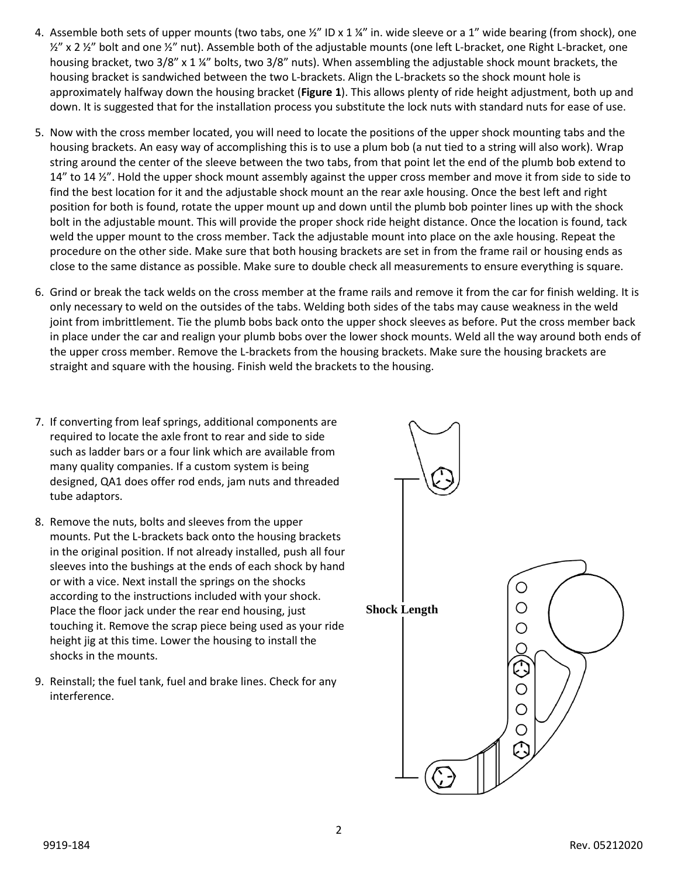4. Assemble both sets of upper mounts (two tabs, one ½" ID x 1 ¼" in. wide sleeve or a 1" wide bearing (from shock), one ½" x 2 ½" bolt and one ½" nut). Assemble both of the adjustable mounts (one left L-bracket, one Right L-bracket, one housing bracket, two 3/8" x 1 ¼" bolts, two 3/8" nuts). When assembling the adjustable shock mount brackets, the housing bracket is sandwiched between the two L-brackets. Align the L-brackets so the shock mount hole is approximately halfway down the housing bracket (**Figure 1**). This allows plenty of ride height adjustment, both up and down. It is suggested that for the installation process you substitute the lock nuts with standard nuts for ease of use.

5. Now with the cross member located, you will need to locate the positions of the upper shock mounting tabs and the housing brackets. An easy way of accomplishing this is to use a plum bob (a nut tied to a string will also work). Wrap string around the center of the sleeve between the two tabs, from that point let the end of the plumb bob extend to 14" to 14 ½". Hold the upper shock mount assembly against the upper cross member and move it from side to side to find the best location for it and the adjustable shock mount an the rear axle housing. Once the best left and right position for both is found, rotate the upper mount up and down until the plumb bob pointer lines up with the shock bolt in the adjustable mount. This will provide the proper shock ride height distance. Once the location is found, tack weld the upper mount to the cross member. Tack the adjustable mount into place on the axle housing. Repeat the procedure on the other side. Make sure that both housing brackets are set in from the frame rail or housing ends as close to the same distance as possible. Make sure to double check all measurements to ensure everything is square.

6. Grind or break the tack welds on the cross member at the frame rails and remove it from the car for finish welding. It is only necessary to weld on the outsides of the tabs. Welding both sides of the tabs may cause weakness in the weld joint from imbrittlement. Tie the plumb bobs back onto the upper shock sleeves as before. Put the cross member back in place under the car and realign your plumb bobs over the lower shock mounts. Weld all the way around both ends of the upper cross member. Remove the L-brackets from the housing brackets. Make sure the housing brackets are straight and square with the housing. Finish weld the brackets to the housing.

7. If converting from leaf springs, additional components are required to locate the axle front to rear and side to side such as ladder bars or a four link which are available from many quality companies. If a custom system is being designed, QA1 does offer rod ends, jam nuts and threaded tube adaptors.

8. Remove the nuts, bolts and sleeves from the upper mounts. Put the L-brackets back onto the housing brackets in the original position. If not already installed, push all four sleeves into the bushings at the ends of each shock by hand or with a vice. Next install the springs on the shocks according to the instructions included with your shock. Place the floor jack under the rear end housing, just touching it. Remove the scrap piece being used as your ride height jig at this time. Lower the housing to install the shocks in the mounts.

9. Reinstall; the fuel tank, fuel and brake lines. Check for any interference.

Shock Length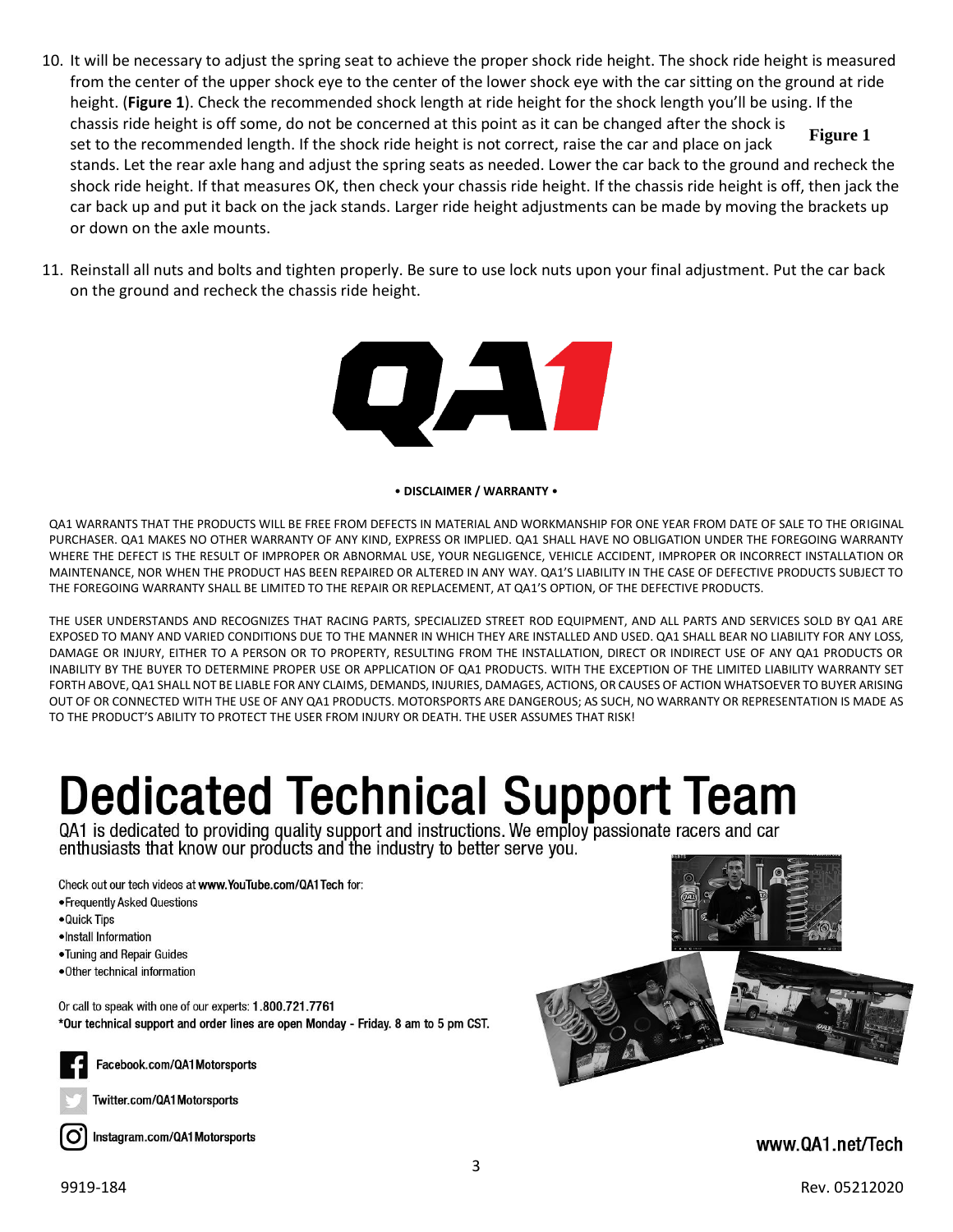10. It will be necessary to adjust the spring seat to achieve the proper shock ride height. The shock ride height is measured from the center of the upper shock eye to the center of the lower shock eye with the car sitting on the ground at ride height. (**Figure 1**). Check the recommended shock length at ride height for the shock length you'll be using. If the chassis ride height is off some, do not be concerned at this point as it can be changed after the shock is set to the recommended length. If the shock ride height is not correct, raise the car and place on jack stands. Let the rear axle hang and adjust the spring seats as needed. Lower the car back to the ground and recheck the shock ride height. If that measures OK, then check your chassis ride height. If the chassis ride height is off, then jack the car back up and put it back on the jack stands. Larger ride height adjustments can be made by moving the brackets up or down on the axle mounts.

**Figure 1**

11. Reinstall all nuts and bolts and tighten properly. Be sure to use lock nuts upon your final adjustment. Put the car back on the ground and recheck the chassis ride height.

QA1

**• DISCLAIMER / WARRANTY •**

QA1 WARRANTS THAT THE PRODUCTS WILL BE FREE FROM DEFECTS IN MATERIAL AND WORKMANSHIP FOR ONE YEAR FROM DATE OF SALE TO THE ORIGINAL PURCHASER. QA1 MAKES NO OTHER WARRANTY OF ANY KIND, EXPRESS OR IMPLIED. QA1 SHALL HAVE NO OBLIGATION UNDER THE FOREGOING WARRANTY WHERE THE DEFECT IS THE RESULT OF IMPROPER OR ABNORMAL USE, YOUR NEGLIGENCE, VEHICLE ACCIDENT, IMPROPER OR INCORRECT INSTALLATION OR MAINTENANCE, NOR WHEN THE PRODUCT HAS BEEN REPAIRED OR ALTERED IN ANY WAY. QA1'S LIABILITY IN THE CASE OF DEFECTIVE PRODUCTS SUBJECT TO THE FOREGOING WARRANTY SHALL BE LIMITED TO THE REPAIR OR REPLACEMENT, AT QA1'S OPTION, OF THE DEFECTIVE PRODUCTS.

THE USER UNDERSTANDS AND RECOGNIZES THAT RACING PARTS, SPECIALIZED STREET ROD EQUIPMENT, AND ALL PARTS AND SERVICES SOLD BY QA1 ARE EXPOSED TO MANY AND VARIED CONDITIONS DUE TO THE MANNER IN WHICH THEY ARE INSTALLED AND USED. QA1 SHALL BEAR NO LIABILITY FOR ANY LOSS, DAMAGE OR INJURY, EITHER TO A PERSON OR TO PROPERTY, RESULTING FROM THE INSTALLATION, DIRECT OR INDIRECT USE OF ANY QA1 PRODUCTS OR INABILITY BY THE BUYER TO DETERMINE PROPER USE OR APPLICATION OF QA1 PRODUCTS. WITH THE EXCEPTION OF THE LIMITED LIABILITY WARRANTY SET FORTH ABOVE, QA1 SHALL NOT BE LIABLE FOR ANY CLAIMS, DEMANDS, INJURIES, DAMAGES, ACTIONS, OR CAUSES OF ACTION WHATSOEVER TO BUYER ARISING OUT OF OR CONNECTED WITH THE USE OF ANY QA1 PRODUCTS. MOTORSPORTS ARE DANGEROUS; AS SUCH, NO WARRANTY OR REPRESENTATION IS MADE AS TO THE PRODUCT'S ABILITY TO PROTECT THE USER FROM INJURY OR DEATH. THE USER ASSUMES THAT RISK!

# Dedicated Technical Support Team

QA1 is dedicated to providing quality support and instructions. We employ passionate racers and car enthusiasts that know our products and the industry to better serve you.

Check out our tech videos at **www.YouTube.com/QA1Tech** for:

- Frequently Asked Questions
- Quick Tips
- Install Information
- Tuning and Repair Guides
- Other technical information

Or call to speak with one of our experts: **1.800.721.7761**

**\*Our technical support and order lines are open Monday - Friday. 8 am to 5 pm CST.**

Facebook.com/QA1Motorsports

Twitter.com/QA1Motorsports

Instagram.com/QA1Motorsports

www.QA1.net/Tech

9919-184

Rev. 05212020